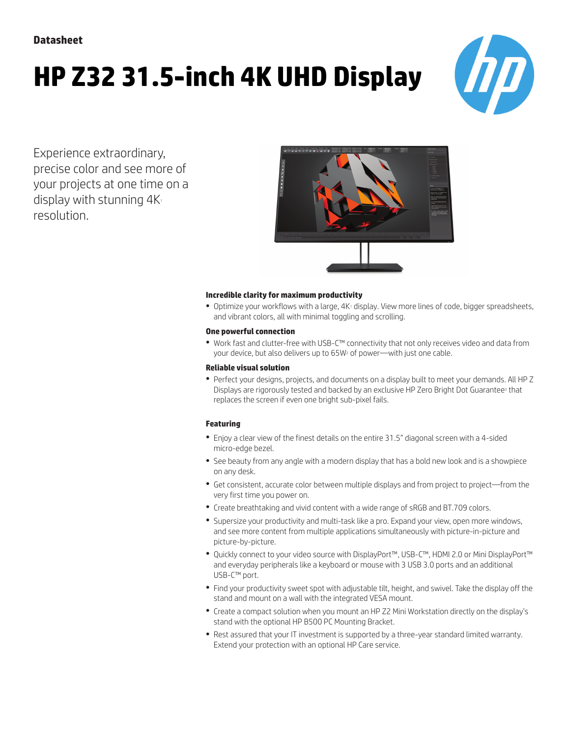Datasheet

# HP Z32 31.5-inch 4K UHD Display

Experience extraordinary, precise color and see more of your projects at one time on a display with stunning 4K[1] resolution.

### Incredible clarity for maximum productivity

- Optimize your workflows with a large, 4K[1] display. View more lines of code, bigger spreadsheets, and vibrant colors, all with minimal toggling and scrolling.

### One powerful connection

- Work fast and clutter-free with USB-C™ connectivity that not only receives video and data from your device, but also delivers up to 65W[2] of power—with just one cable.

### Reliable visual solution

- Perfect your designs, projects, and documents on a display built to meet your demands. All HP Z Displays are rigorously tested and backed by an exclusive HP Zero Bright Dot Guarantee[3] that replaces the screen if even one bright sub-pixel fails.

### Featuring

- Enjoy a clear view of the finest details on the entire 31.5" diagonal screen with a 4-sided micro-edge bezel.
- See beauty from any angle with a modern display that has a bold new look and is a showpiece on any desk.
- Get consistent, accurate color between multiple displays and from project to project—from the very first time you power on.
- Create breathtaking and vivid content with a wide range of sRGB and BT.709 colors.
- Supersize your productivity and multi-task like a pro. Expand your view, open more windows, and see more content from multiple applications simultaneously with picture-in-picture and picture-by-picture.
- Quickly connect to your video source with DisplayPort™, USB-C™, HDMI 2.0 or Mini DisplayPort™ and everyday peripherals like a keyboard or mouse with 3 USB 3.0 ports and an additional USB-C™ port.
- Find your productivity sweet spot with adjustable tilt, height, and swivel. Take the display off the stand and mount on a wall with the integrated VESA mount.
- Create a compact solution when you mount an HP Z2 Mini Workstation directly on the display's stand with the optional HP B500 PC Mounting Bracket.
- Rest assured that your IT investment is supported by a three-year standard limited warranty. Extend your protection with an optional HP Care service.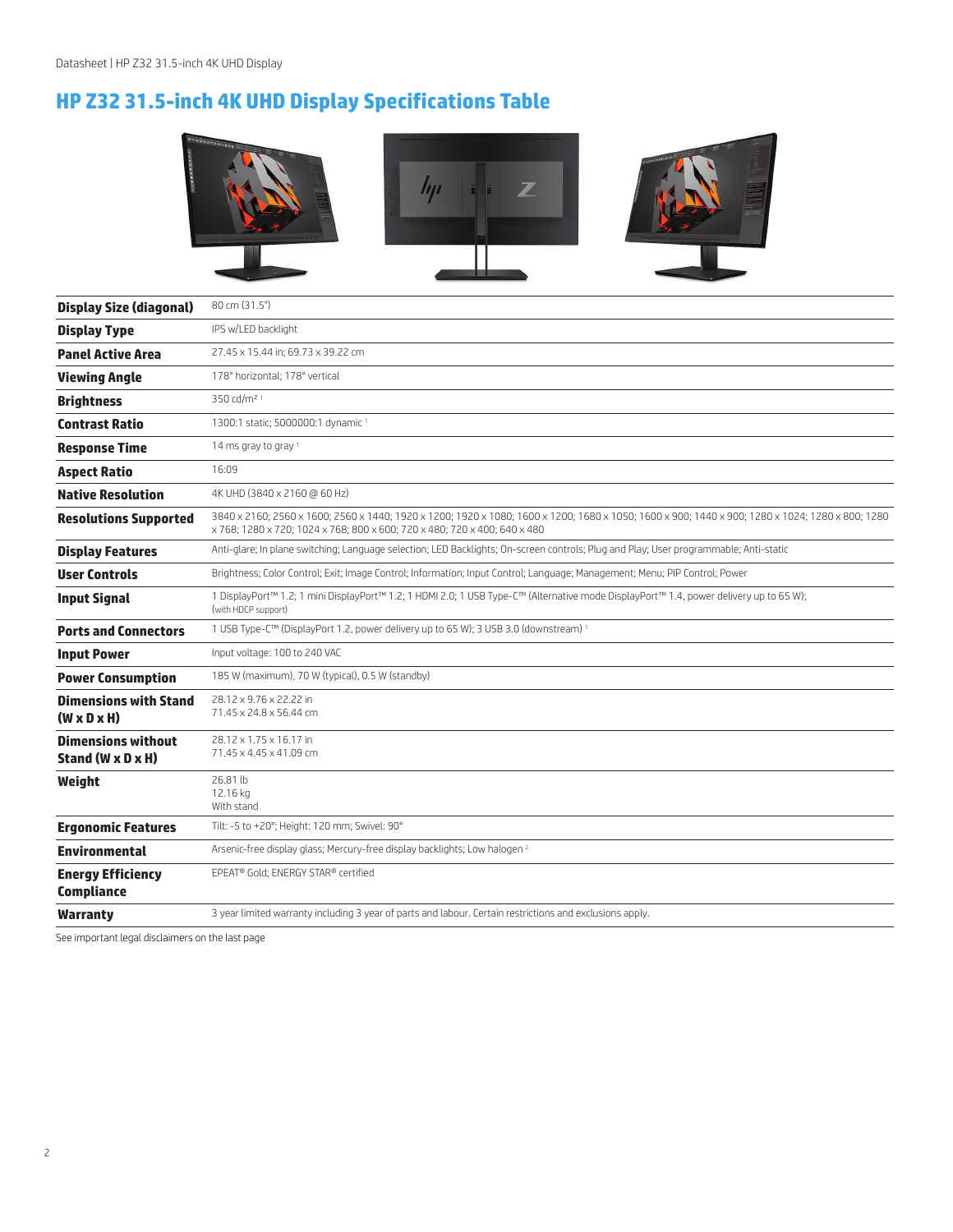## HP Z32 31.5-inch 4K UHD Display Specifications Table

| | |
|---|---|
| **Display Size (diagonal)** | 80 cm (31.5") |
| **Display Type** | IPS w/LED backlight |
| **Panel Active Area** | 27.45 x 15.44 in; 69.73 x 39.22 cm |
| **Viewing Angle** | 178° horizontal; 178° vertical |
| **Brightness** | 350 cd/m² [1] |
| **Contrast Ratio** | 1300:1 static; 5000000:1 dynamic [1] |
| **Response Time** | 14 ms gray to gray [1] |
| **Aspect Ratio** | 16:09 |
| **Native Resolution** | 4K UHD (3840 x 2160 @ 60 Hz) |
| **Resolutions Supported** | 3840 x 2160; 2560 x 1600; 2560 x 1440; 1920 x 1200; 1920 x 1080; 1600 x 1200; 1680 x 1050; 1600 x 900; 1440 x 900; 1280 x 1024; 1280 x 800; 1280 x 768; 1280 x 720; 1024 x 768; 800 x 600; 720 x 480; 720 x 400; 640 x 480 |
| **Display Features** | Anti-glare; In plane switching; Language selection; LED Backlights; On-screen controls; Plug and Play; User programmable; Anti-static |
| **User Controls** | Brightness; Color Control; Exit; Image Control; Information; Input Control; Language; Management; Menu; PIP Control; Power |
| **Input Signal** | 1 DisplayPort™ 1.2; 1 mini DisplayPort™ 1.2; 1 HDMI 2.0; 1 USB Type-C™ (Alternative mode DisplayPort™ 1.4, power delivery up to 65 W); (with HDCP support) |
| **Ports and Connectors** | 1 USB Type-C™ (DisplayPort 1.2, power delivery up to 65 W); 3 USB 3.0 (downstream) [1] |
| **Input Power** | Input voltage: 100 to 240 VAC |
| **Power Consumption** | 185 W (maximum), 70 W (typical), 0.5 W (standby) |
| **Dimensions with Stand (W x D x H)** | 28.12 x 9.76 x 22.22 in<br>71.45 x 24.8 x 56.44 cm |
| **Dimensions without Stand (W x D x H)** | 28.12 x 1.75 x 16.17 in<br>71.45 x 4.45 x 41.09 cm |
| **Weight** | 26.81 lb<br>12.16 kg<br>With stand |
| **Ergonomic Features** | Tilt: -5 to +20°; Height: 120 mm; Swivel: 90° |
| **Environmental** | Arsenic-free display glass; Mercury-free display backlights; Low halogen [2] |
| **Energy Efficiency Compliance** | EPEAT® Gold; ENERGY STAR® certified |
| **Warranty** | 3 year limited warranty including 3 year of parts and labour. Certain restrictions and exclusions apply. |

See important legal disclaimers on the last page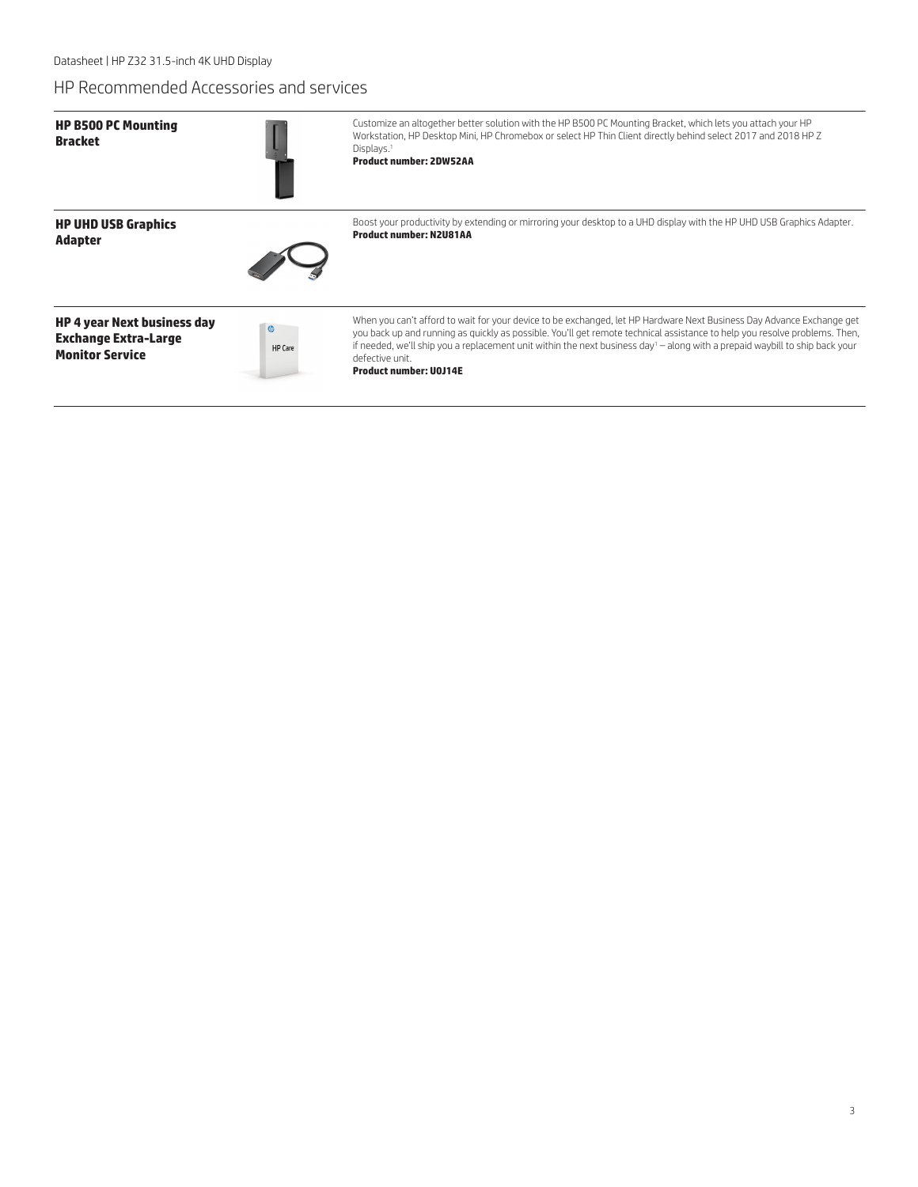## HP Recommended Accessories and services

| | |
|---|---|
| **HP B500 PC Mounting Bracket** | Customize an altogether better solution with the HP B500 PC Mounting Bracket, which lets you attach your HP Workstation, HP Desktop Mini, HP Chromebox or select HP Thin Client directly behind select 2017 and 2018 HP Z Displays.[1]<br>**Product number: 2DW52AA** |
| **HP UHD USB Graphics Adapter** | Boost your productivity by extending or mirroring your desktop to a UHD display with the HP UHD USB Graphics Adapter.<br>**Product number: N2U81AA** |
| **HP 4 year Next business day Exchange Extra-Large Monitor Service** | When you can't afford to wait for your device to be exchanged, let HP Hardware Next Business Day Advance Exchange get you back up and running as quickly as possible. You'll get remote technical assistance to help you resolve problems. Then, if needed, we'll ship you a replacement unit within the next business day[1] – along with a prepaid waybill to ship back your defective unit.<br>**Product number: U0J14E** |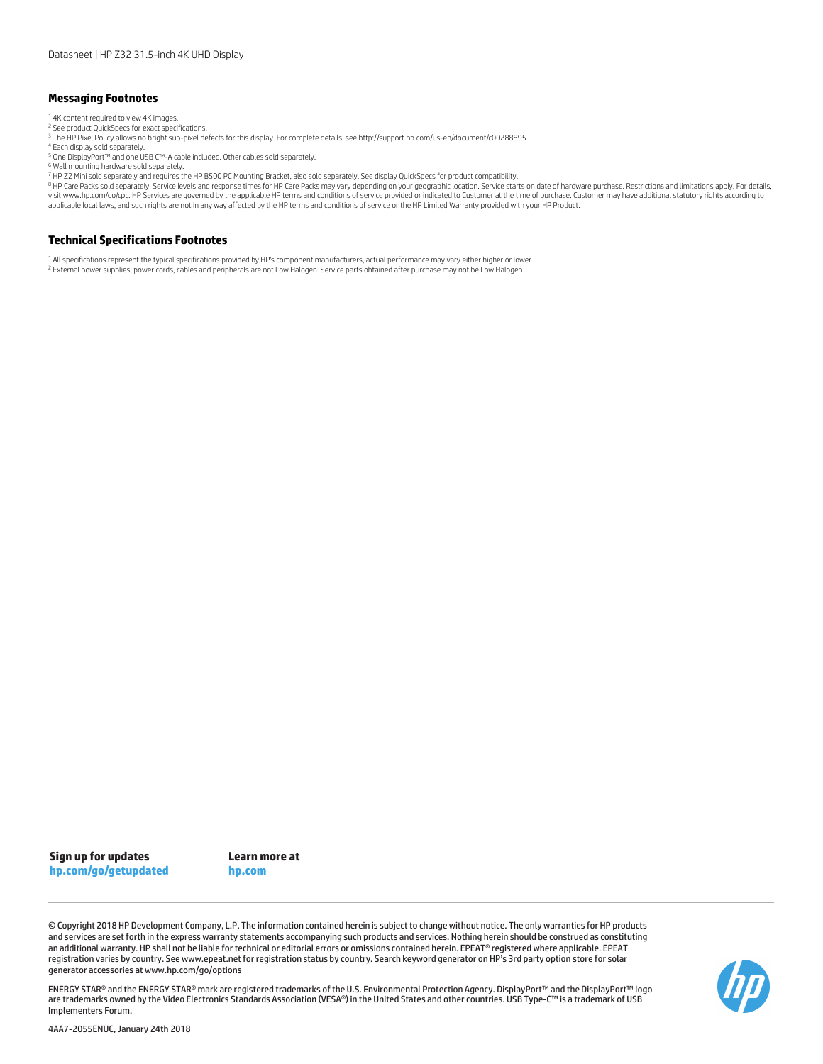## Messaging Footnotes

[1] 4K content required to view 4K images.
[2] See product QuickSpecs for exact specifications.
[3] The HP Pixel Policy allows no bright sub-pixel defects for this display. For complete details, see http://support.hp.com/us-en/document/c00288895
[4] Each display sold separately.
[5] One DisplayPort™ and one USB C™-A cable included. Other cables sold separately.
[6] Wall mounting hardware sold separately.
[7] HP Z2 Mini sold separately and requires the HP B500 PC Mounting Bracket, also sold separately. See display QuickSpecs for product compatibility.
[8] HP Care Packs sold separately. Service levels and response times for HP Care Packs may vary depending on your geographic location. Service starts on date of hardware purchase. Restrictions and limitations apply. For details, visit www.hp.com/go/cpc. HP Services are governed by the applicable HP terms and conditions of service provided or indicated to Customer at the time of purchase. Customer may have additional statutory rights according to applicable local laws, and such rights are not in any way affected by the HP terms and conditions of service or the HP Limited Warranty provided with your HP Product.

## Technical Specifications Footnotes

[1] All specifications represent the typical specifications provided by HP's component manufacturers, actual performance may vary either higher or lower.
[2] External power supplies, power cords, cables and peripherals are not Low Halogen. Service parts obtained after purchase may not be Low Halogen.

**Sign up for updates**
**hp.com/go/getupdated**

**Learn more at**
**hp.com**

© Copyright 2018 HP Development Company, L.P. The information contained herein is subject to change without notice. The only warranties for HP products and services are set forth in the express warranty statements accompanying such products and services. Nothing herein should be construed as constituting an additional warranty. HP shall not be liable for technical or editorial errors or omissions contained herein. EPEAT® registered where applicable. EPEAT registration varies by country. See www.epeat.net for registration status by country. Search keyword generator on HP's 3rd party option store for solar generator accessories at www.hp.com/go/options

ENERGY STAR® and the ENERGY STAR® mark are registered trademarks of the U.S. Environmental Protection Agency. DisplayPort™ and the DisplayPort™ logo are trademarks owned by the Video Electronics Standards Association (VESA®) in the United States and other countries. USB Type-C™ is a trademark of USB Implementers Forum.

4AA7-2055ENUC, January 24th 2018